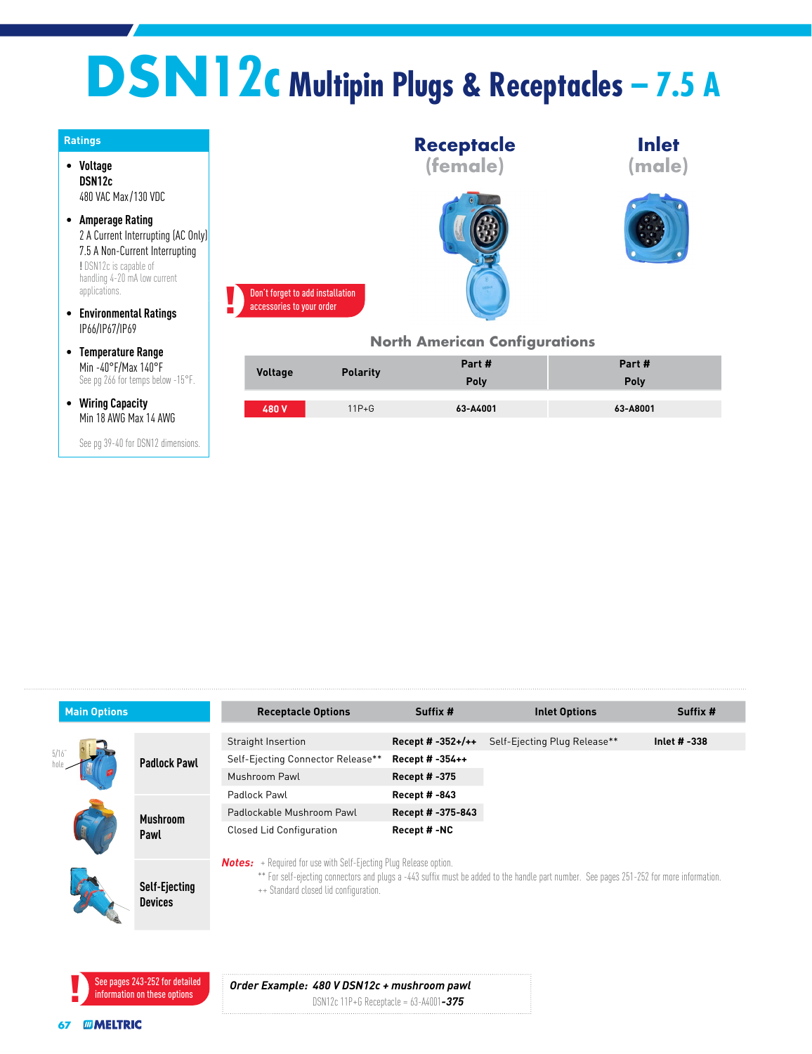# DSN12c Multipin Plugs & Receptacles – 7.5 A

## Ratings

- **Voltage**
  DSN12c
  480 VAC Max / 130 VDC
- **Amperage Rating**
  2 A Current Interrupting (AC Only)
  7.5 A Non-Current Interrupting
  ! DSN12c is capable of handling 4-20 mA low current applications.
- **Environmental Ratings**
  IP66/IP67/IP69
- **Temperature Range**
  Min -40°F/Max 140°F
  See pg 266 for temps below -15°F.
- **Wiring Capacity**
  Min 18 AWG Max 14 AWG

See pg 39-40 for DSN12 dimensions.

**Receptacle** (female)

**Inlet** (male)

! Don't forget to add installation accessories to your order

## North American Configurations

| Voltage | Polarity | Receptacle Part # Poly | Inlet Part # Poly |
|---|---|---|---|
| 480 V | 11P+G | 63-A4001 | 63-A8001 |

## Main Options

- Padlock Pawl (5/16" hole)
- Mushroom Pawl
- Self-Ejecting Devices

| Receptacle Options | Suffix # | Inlet Options | Suffix # |
|---|---|---|---|
| Straight Insertion | Recept # -352+/++ | Self-Ejecting Plug Release** | Inlet # -338 |
| Self-Ejecting Connector Release** | Recept # -354++ | | |
| Mushroom Pawl | Recept # -375 | | |
| Padlock Pawl | Recept # -843 | | |
| Padlockable Mushroom Pawl | Recept # -375-843 | | |
| Closed Lid Configuration | Recept # -NC | | |

***Notes:*** + Required for use with Self-Ejecting Plug Release option.
** For self-ejecting connectors and plugs a -443 suffix must be added to the handle part number. See pages 251-252 for more information.
++ Standard closed lid configuration.

! See pages 243-252 for detailed information on these options

***Order Example: 480 V DSN12c + mushroom pawl***
DSN12c 11P+G Receptacle = 63-A4001***-375***

MELTRIC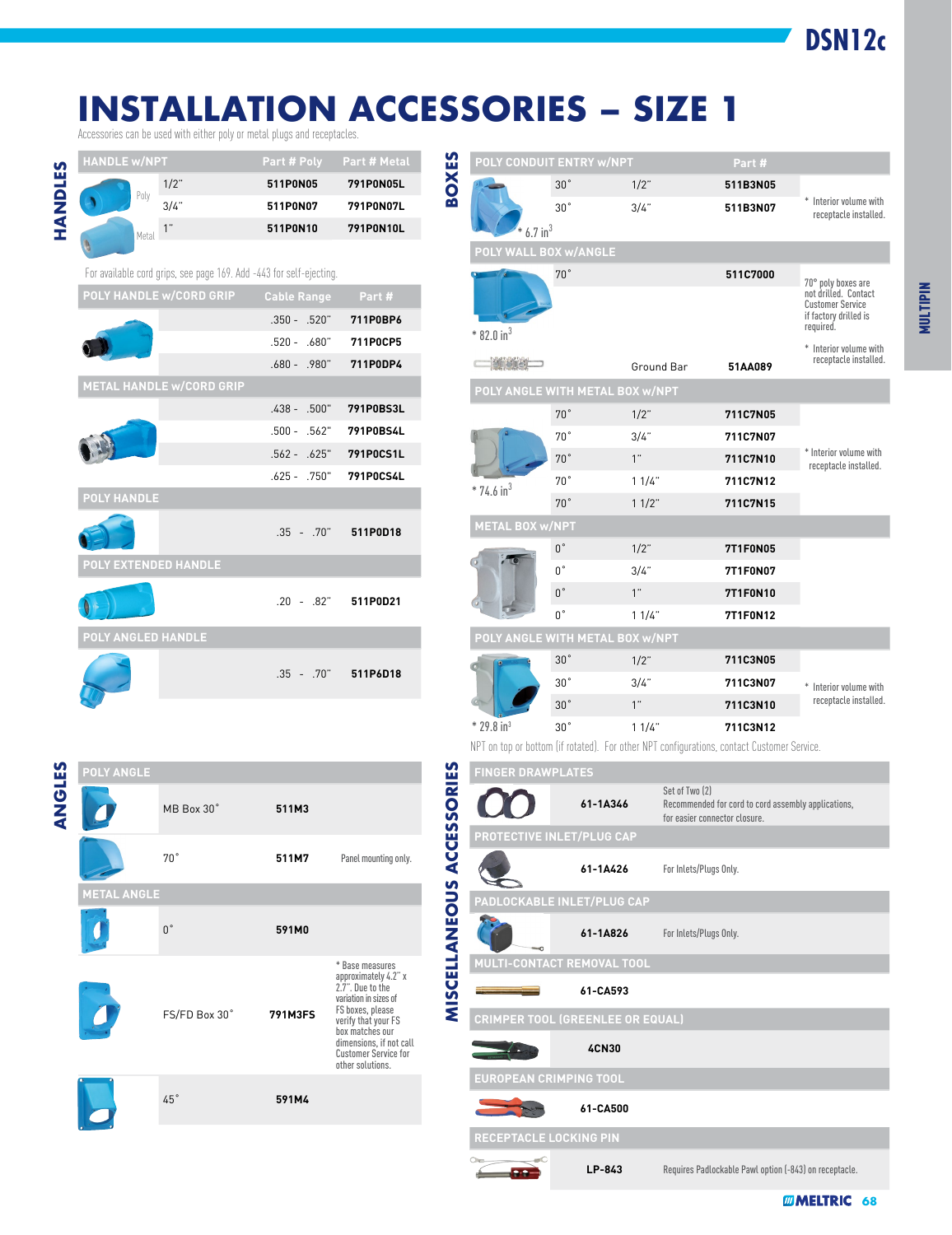# INSTALLATION ACCESSORIES – SIZE 1

Accessories can be used with either poly or metal plugs and receptacles.

## HANDLES

| HANDLE w/NPT | | Part # Poly | Part # Metal |
|---|---|---|---|
| Poly | 1/2" | 511P0N05 | 791P0N05L |
| | 3/4" | 511P0N07 | 791P0N07L |
| Metal | 1" | 511P0N10 | 791P0N10L |

For available cord grips, see page 169. Add -443 for self-ejecting.

| POLY HANDLE w/CORD GRIP | Cable Range | Part # |
|---|---|---|
| | .350 - .520" | 711P0BP6 |
| | .520 - .680" | 711P0CP5 |
| | .680 - .980" | 711P0DP4 |

| METAL HANDLE w/CORD GRIP | Cable Range | Part # |
|---|---|---|
| | .438 - .500" | 791P0BS3L |
| | .500 - .562" | 791P0BS4L |
| | .562 - .625" | 791P0CS1L |
| | .625 - .750" | 791P0CS4L |

| POLY HANDLE | Cable Range | Part # |
|---|---|---|
| | .35 - .70" | 511P0D18 |

| POLY EXTENDED HANDLE | Cable Range | Part # |
|---|---|---|
| | .20 - .82" | 511P0D21 |

| POLY ANGLED HANDLE | Cable Range | Part # |
|---|---|---|
| | .35 - .70" | 511P6D18 |

## ANGLES

| POLY ANGLE | | Part # | |
|---|---|---|---|
| | MB Box 30° | 511M3 | |
| | 70° | 511M7 | Panel mounting only. |

| METAL ANGLE | | Part # | |
|---|---|---|---|
| | 0° | 591M0 | |
| | FS/FD Box 30° | 791M3FS | * Base measures approximately 4.2" x 2.7". Due to the variation in sizes of FS boxes, please verify that your FS box matches our dimensions, if not call Customer Service for other solutions. |
| | 45° | 591M4 | |

## BOXES

| POLY CONDUIT ENTRY w/NPT | | Part # | |
|---|---|---|---|
| 30° | 1/2" | 511B3N05 | * Interior volume with receptacle installed. |
| 30° | 3/4" | 511B3N07 | |

* 6.7 in³

| POLY WALL BOX w/ANGLE | | Part # | |
|---|---|---|---|
| 70° | | 511C7000 | 70° poly boxes are not drilled. Contact Customer Service if factory drilled is required. |
| | Ground Bar | 51AA089 | * Interior volume with receptacle installed. |

* 82.0 in³

| POLY ANGLE WITH METAL BOX w/NPT | | Part # | |
|---|---|---|---|
| 70° | 1/2" | 711C7N05 | * Interior volume with receptacle installed. |
| 70° | 3/4" | 711C7N07 | |
| 70° | 1" | 711C7N10 | |
| 70° | 1 1/4" | 711C7N12 | |
| 70° | 1 1/2" | 711C7N15 | |

* 74.6 in³

| METAL BOX w/NPT | | Part # |
|---|---|---|
| 0° | 1/2" | 7T1F0N05 |
| 0° | 3/4" | 7T1F0N07 |
| 0° | 1" | 7T1F0N10 |
| 0° | 1 1/4" | 7T1F0N12 |

| POLY ANGLE WITH METAL BOX w/NPT | | Part # | |
|---|---|---|---|
| 30° | 1/2" | 711C3N05 | * Interior volume with receptacle installed. |
| 30° | 3/4" | 711C3N07 | |
| 30° | 1" | 711C3N10 | |
| 30° | 1 1/4" | 711C3N12 | |

* 29.8 in³

NPT on top or bottom (if rotated). For other NPT configurations, contact Customer Service.

## MISCELLANEOUS ACCESSORIES

| Item | Part # | Notes |
|---|---|---|
| FINGER DRAWPLATES | 61-1A346 | Set of Two (2). Recommended for cord to cord assembly applications, for easier connector closure. |
| PROTECTIVE INLET/PLUG CAP | 61-1A426 | For Inlets/Plugs Only. |
| PADLOCKABLE INLET/PLUG CAP | 61-1A826 | For Inlets/Plugs Only. |
| MULTI-CONTACT REMOVAL TOOL | 61-CA593 | |
| CRIMPER TOOL (GREENLEE OR EQUAL) | 4CN30 | |
| EUROPEAN CRIMPING TOOL | 61-CA500 | |
| RECEPTACLE LOCKING PIN | LP-843 | Requires Padlockable Pawl option (-843) on receptacle. |